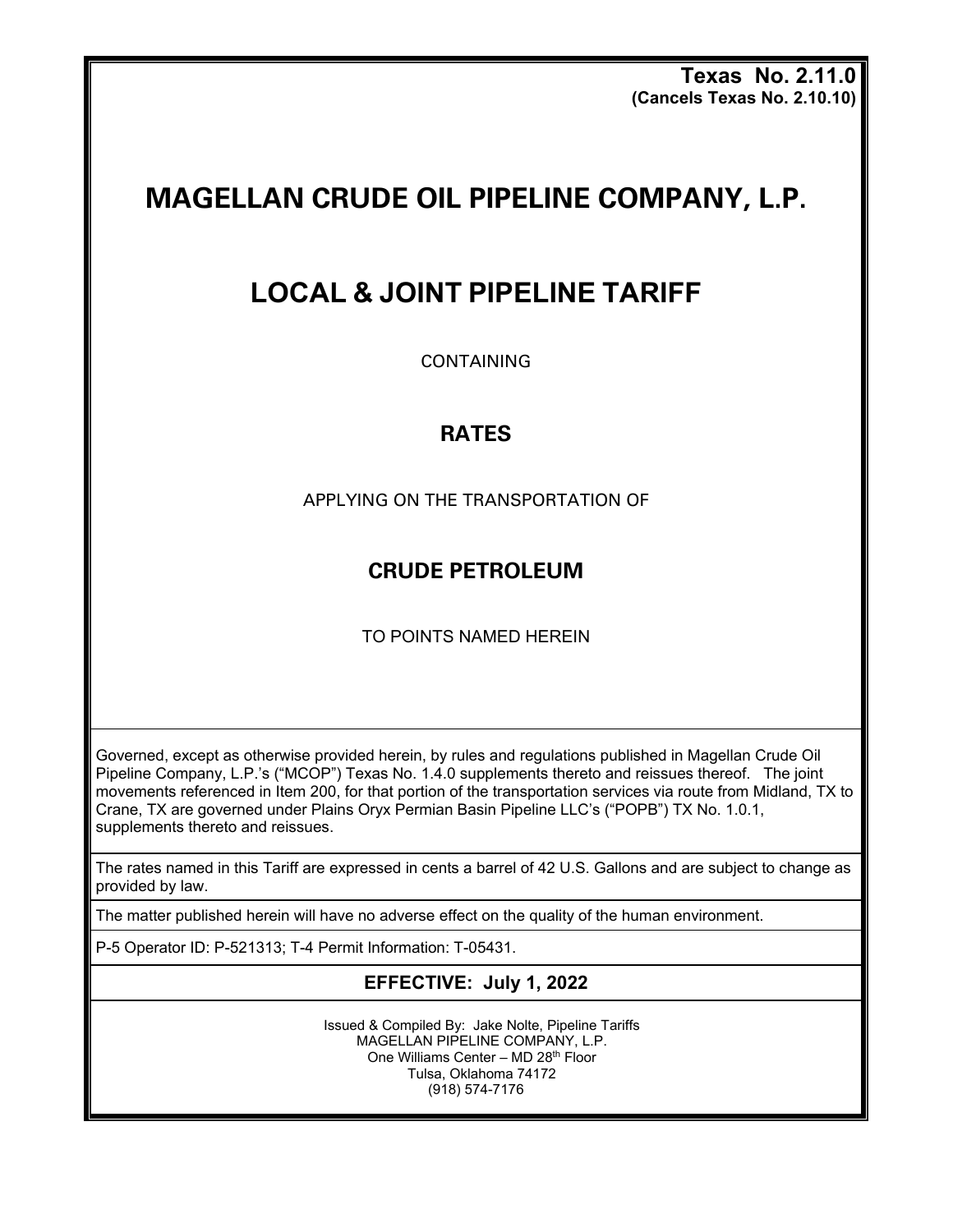**Texas No. 2.11.0**
**(Cancels Texas No. 2.10.10)**

# MAGELLAN CRUDE OIL PIPELINE COMPANY, L.P.

# LOCAL & JOINT PIPELINE TARIFF

CONTAINING

## RATES

APPLYING ON THE TRANSPORTATION OF

## CRUDE PETROLEUM

TO POINTS NAMED HEREIN

Governed, except as otherwise provided herein, by rules and regulations published in Magellan Crude Oil Pipeline Company, L.P.'s ("MCOP") Texas No. 1.4.0 supplements thereto and reissues thereof. The joint movements referenced in Item 200, for that portion of the transportation services via route from Midland, TX to Crane, TX are governed under Plains Oryx Permian Basin Pipeline LLC's ("POPB") TX No. 1.0.1, supplements thereto and reissues.

The rates named in this Tariff are expressed in cents a barrel of 42 U.S. Gallons and are subject to change as provided by law.

The matter published herein will have no adverse effect on the quality of the human environment.

P-5 Operator ID: P-521313; T-4 Permit Information: T-05431.

**EFFECTIVE: July 1, 2022**

Issued & Compiled By: Jake Nolte, Pipeline Tariffs
MAGELLAN PIPELINE COMPANY, L.P.
One Williams Center – MD 28th Floor
Tulsa, Oklahoma 74172
(918) 574-7176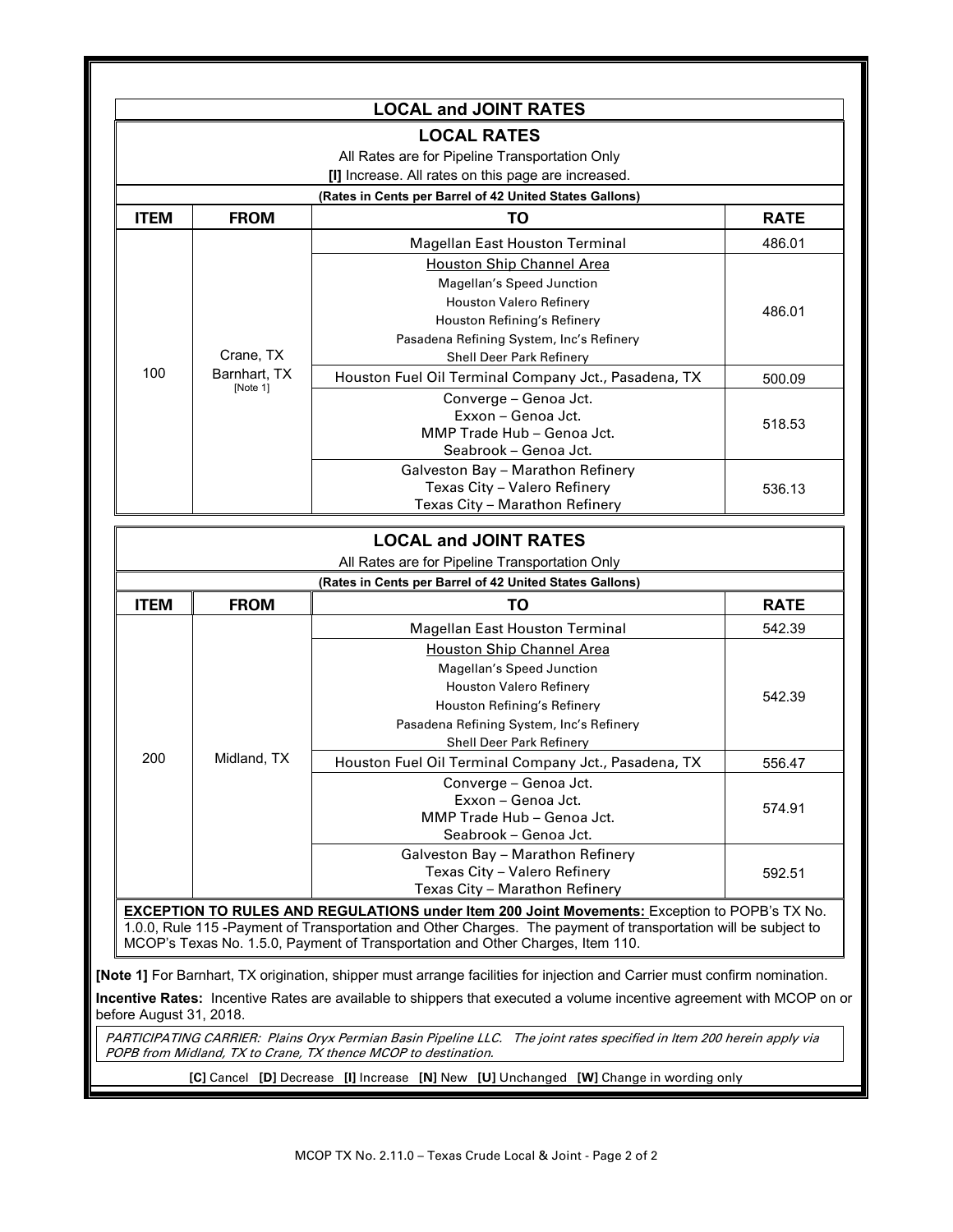# LOCAL and JOINT RATES

## LOCAL RATES

All Rates are for Pipeline Transportation Only

**[I]** Increase. All rates on this page are increased.

**(Rates in Cents per Barrel of 42 United States Gallons)**

| ITEM | FROM | TO | RATE |
|---|---|---|---|
| 100 | Crane, TX<br>Barnhart, TX [Note 1] | Magellan East Houston Terminal | 486.01 |
| | | Houston Ship Channel Area<br>Magellan's Speed Junction<br>Houston Valero Refinery<br>Houston Refining's Refinery<br>Pasadena Refining System, Inc's Refinery<br>Shell Deer Park Refinery | 486.01 |
| | | Houston Fuel Oil Terminal Company Jct., Pasadena, TX | 500.09 |
| | | Converge – Genoa Jct.<br>Exxon – Genoa Jct.<br>MMP Trade Hub – Genoa Jct.<br>Seabrook – Genoa Jct. | 518.53 |
| | | Galveston Bay – Marathon Refinery<br>Texas City – Valero Refinery<br>Texas City – Marathon Refinery | 536.13 |

## LOCAL and JOINT RATES

All Rates are for Pipeline Transportation Only

**(Rates in Cents per Barrel of 42 United States Gallons)**

| ITEM | FROM | TO | RATE |
|---|---|---|---|
| 200 | Midland, TX | Magellan East Houston Terminal | 542.39 |
| | | Houston Ship Channel Area<br>Magellan's Speed Junction<br>Houston Valero Refinery<br>Houston Refining's Refinery<br>Pasadena Refining System, Inc's Refinery<br>Shell Deer Park Refinery | 542.39 |
| | | Houston Fuel Oil Terminal Company Jct., Pasadena, TX | 556.47 |
| | | Converge – Genoa Jct.<br>Exxon – Genoa Jct.<br>MMP Trade Hub – Genoa Jct.<br>Seabrook – Genoa Jct. | 574.91 |
| | | Galveston Bay – Marathon Refinery<br>Texas City – Valero Refinery<br>Texas City – Marathon Refinery | 592.51 |

**EXCEPTION TO RULES AND REGULATIONS under Item 200 Joint Movements:** Exception to POPB's TX No. 1.0.0, Rule 115 -Payment of Transportation and Other Charges. The payment of transportation will be subject to MCOP's Texas No. 1.5.0, Payment of Transportation and Other Charges, Item 110.

**[Note 1]** For Barnhart, TX origination, shipper must arrange facilities for injection and Carrier must confirm nomination.

**Incentive Rates:** Incentive Rates are available to shippers that executed a volume incentive agreement with MCOP on or before August 31, 2018.

*PARTICIPATING CARRIER: Plains Oryx Permian Basin Pipeline LLC. The joint rates specified in Item 200 herein apply via POPB from Midland, TX to Crane, TX thence MCOP to destination.*

**[C]** Cancel **[D]** Decrease **[I]** Increase **[N]** New **[U]** Unchanged **[W]** Change in wording only